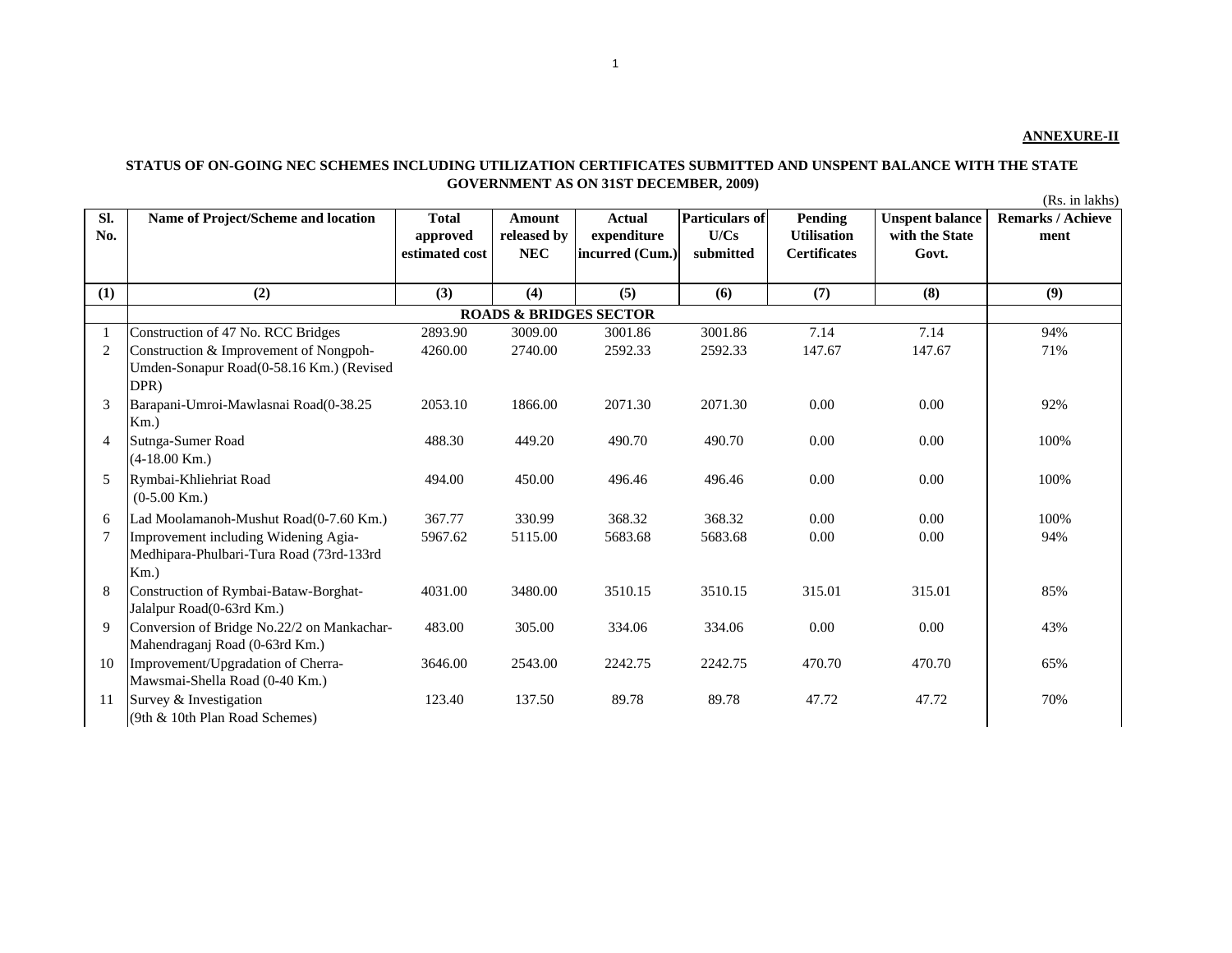**ANNEXURE-II**

## STATUS OF ON-GOING NEC SCHEMES INCLUDING UTILIZATION CERTIFICATES SUBMITTED AND UNSPENT BALANCE WITH THE STATE GOVERNMENT AS ON 31ST DECEMBER, 2009)

(Rs. in lakhs)

| Sl. No. | Name of Project/Scheme and location | Total approved estimated cost | Amount released by NEC | Actual expenditure incurred (Cum.) | Particulars of U/Cs submitted | Pending Utilisation Certificates | Unspent balance with the State Govt. | Remarks / Achieve ment |
|---|---|---|---|---|---|---|---|---|
| (1) | (2) | (3) | (4) | (5) | (6) | (7) | (8) | (9) |
| | **ROADS & BRIDGES SECTOR** | | | | | | | |
| 1 | Construction of 47 No. RCC Bridges | 2893.90 | 3009.00 | 3001.86 | 3001.86 | 7.14 | 7.14 | 94% |
| 2 | Construction & Improvement of Nongpoh-Umden-Sonapur Road(0-58.16 Km.) (Revised DPR) | 4260.00 | 2740.00 | 2592.33 | 2592.33 | 147.67 | 147.67 | 71% |
| 3 | Barapani-Umroi-Mawlasnai Road(0-38.25 Km.) | 2053.10 | 1866.00 | 2071.30 | 2071.30 | 0.00 | 0.00 | 92% |
| 4 | Sutnga-Sumer Road (4-18.00 Km.) | 488.30 | 449.20 | 490.70 | 490.70 | 0.00 | 0.00 | 100% |
| 5 | Rymbai-Khliehriat Road (0-5.00 Km.) | 494.00 | 450.00 | 496.46 | 496.46 | 0.00 | 0.00 | 100% |
| 6 | Lad Moolamanoh-Mushut Road(0-7.60 Km.) | 367.77 | 330.99 | 368.32 | 368.32 | 0.00 | 0.00 | 100% |
| 7 | Improvement including Widening Agia-Medhipara-Phulbari-Tura Road (73rd-133rd Km.) | 5967.62 | 5115.00 | 5683.68 | 5683.68 | 0.00 | 0.00 | 94% |
| 8 | Construction of Rymbai-Bataw-Borghat-Jalalpur Road(0-63rd Km.) | 4031.00 | 3480.00 | 3510.15 | 3510.15 | 315.01 | 315.01 | 85% |
| 9 | Conversion of Bridge No.22/2 on Mankachar-Mahendraganj Road (0-63rd Km.) | 483.00 | 305.00 | 334.06 | 334.06 | 0.00 | 0.00 | 43% |
| 10 | Improvement/Upgradation of Cherra-Mawsmai-Shella Road (0-40 Km.) | 3646.00 | 2543.00 | 2242.75 | 2242.75 | 470.70 | 470.70 | 65% |
| 11 | Survey & Investigation (9th & 10th Plan Road Schemes) | 123.40 | 137.50 | 89.78 | 89.78 | 47.72 | 47.72 | 70% |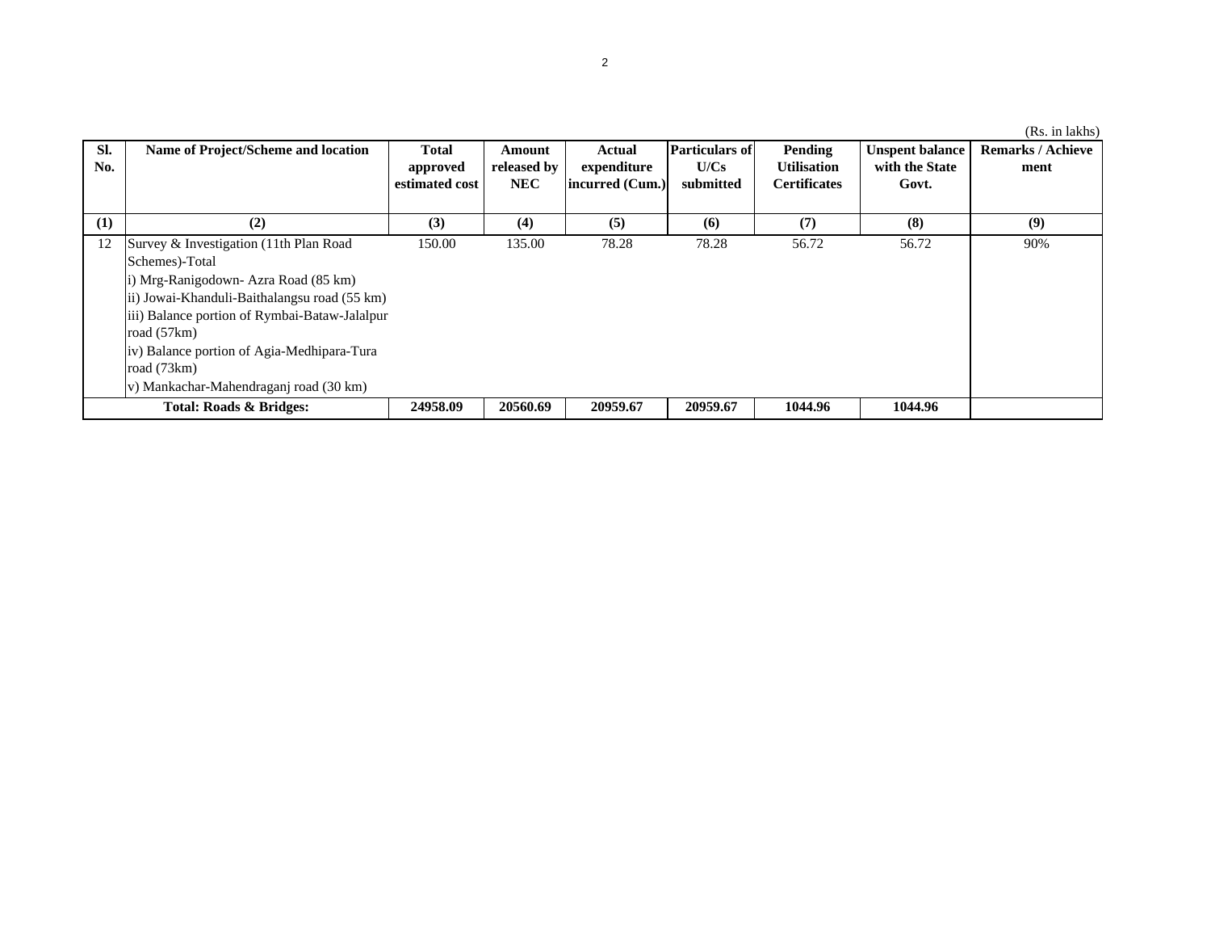(Rs. in lakhs)

| Sl. No. | Name of Project/Scheme and location | Total approved estimated cost | Amount released by NEC | Actual expenditure incurred (Cum.) | Particulars of U/Cs submitted | Pending Utilisation Certificates | Unspent balance with the State Govt. | Remarks / Achievement |
|---|---|---|---|---|---|---|---|---|
| (1) | (2) | (3) | (4) | (5) | (6) | (7) | (8) | (9) |
| 12 | Survey & Investigation (11th Plan Road Schemes)-Total<br>i) Mrg-Ranigodown- Azra Road (85 km)<br>ii) Jowai-Khanduli-Baithalangsu road (55 km)<br>iii) Balance portion of Rymbai-Bataw-Jalalpur road (57km)<br>iv) Balance portion of Agia-Medhipara-Tura road (73km)<br>v) Mankachar-Mahendraganj road (30 km) | 150.00 | 135.00 | 78.28 | 78.28 | 56.72 | 56.72 | 90% |
| | **Total: Roads & Bridges:** | **24958.09** | **20560.69** | **20959.67** | **20959.67** | **1044.96** | **1044.96** | |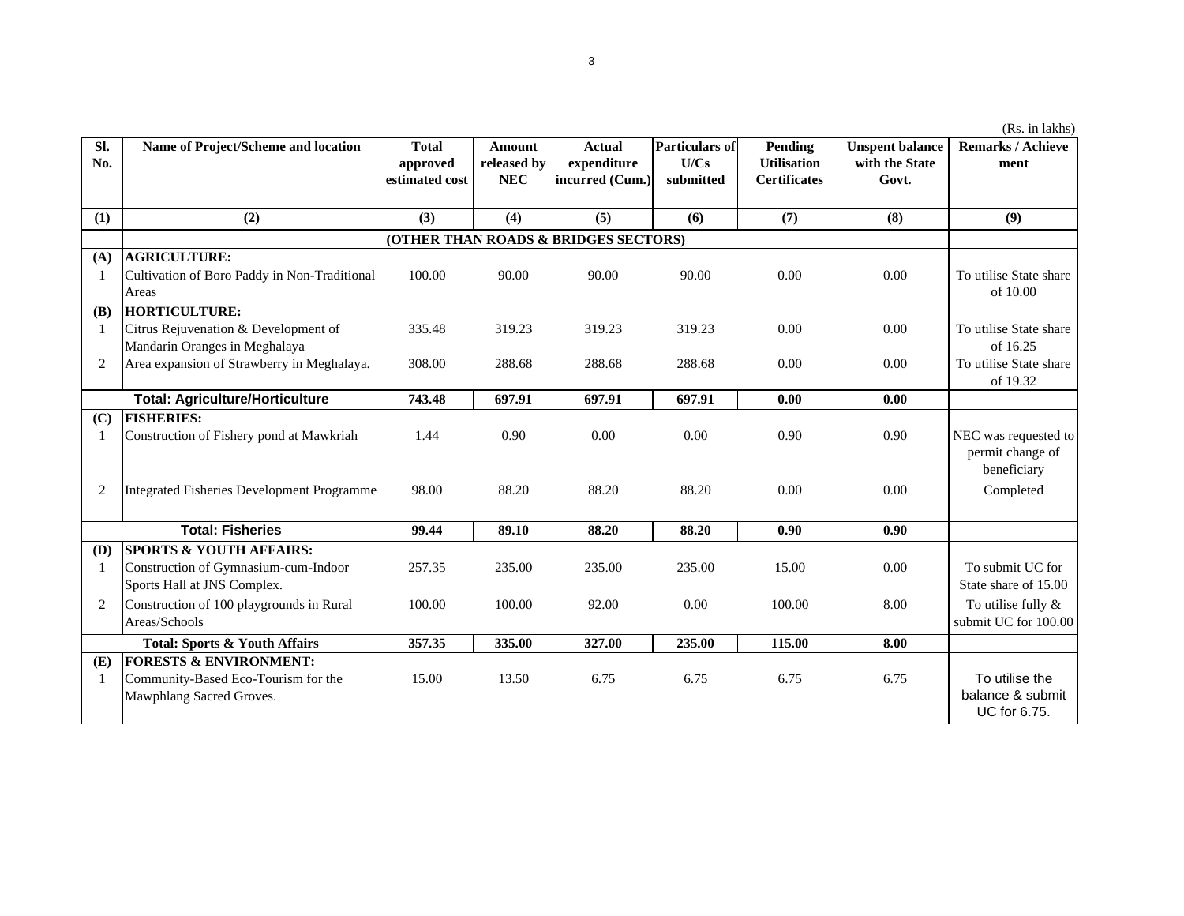(Rs. in lakhs)

| Sl. No. | Name of Project/Scheme and location | Total approved estimated cost | Amount released by NEC | Actual expenditure incurred (Cum.) | Particulars of U/Cs submitted | Pending Utilisation Certificates | Unspent balance with the State Govt. | Remarks / Achieve ment |
|---|---|---|---|---|---|---|---|---|
| (1) | (2) | (3) | (4) | (5) | (6) | (7) | (8) | (9) |
| | **(OTHER THAN ROADS & BRIDGES SECTORS)** | | | | | | | |
| **(A)** | **AGRICULTURE:** | | | | | | | |
| 1 | Cultivation of Boro Paddy in Non-Traditional Areas | 100.00 | 90.00 | 90.00 | 90.00 | 0.00 | 0.00 | To utilise State share of 10.00 |
| **(B)** | **HORTICULTURE:** | | | | | | | |
| 1 | Citrus Rejuvenation & Development of Mandarin Oranges in Meghalaya | 335.48 | 319.23 | 319.23 | 319.23 | 0.00 | 0.00 | To utilise State share of 16.25 |
| 2 | Area expansion of Strawberry in Meghalaya. | 308.00 | 288.68 | 288.68 | 288.68 | 0.00 | 0.00 | To utilise State share of 19.32 |
| | **Total: Agriculture/Horticulture** | **743.48** | **697.91** | **697.91** | **697.91** | **0.00** | **0.00** | |
| **(C)** | **FISHERIES:** | | | | | | | |
| 1 | Construction of Fishery pond at Mawkriah | 1.44 | 0.90 | 0.00 | 0.00 | 0.90 | 0.90 | NEC was requested to permit change of beneficiary |
| 2 | Integrated Fisheries Development Programme | 98.00 | 88.20 | 88.20 | 88.20 | 0.00 | 0.00 | Completed |
| | **Total: Fisheries** | **99.44** | **89.10** | **88.20** | **88.20** | **0.90** | **0.90** | |
| **(D)** | **SPORTS & YOUTH AFFAIRS:** | | | | | | | |
| 1 | Construction of Gymnasium-cum-Indoor Sports Hall at JNS Complex. | 257.35 | 235.00 | 235.00 | 235.00 | 15.00 | 0.00 | To submit UC for State share of 15.00 |
| 2 | Construction of 100 playgrounds in Rural Areas/Schools | 100.00 | 100.00 | 92.00 | 0.00 | 100.00 | 8.00 | To utilise fully & submit UC for 100.00 |
| | **Total: Sports & Youth Affairs** | **357.35** | **335.00** | **327.00** | **235.00** | **115.00** | **8.00** | |
| **(E)** | **FORESTS & ENVIRONMENT:** | | | | | | | |
| 1 | Community-Based Eco-Tourism for the Mawphlang Sacred Groves. | 15.00 | 13.50 | 6.75 | 6.75 | 6.75 | 6.75 | To utilise the balance & submit UC for 6.75. |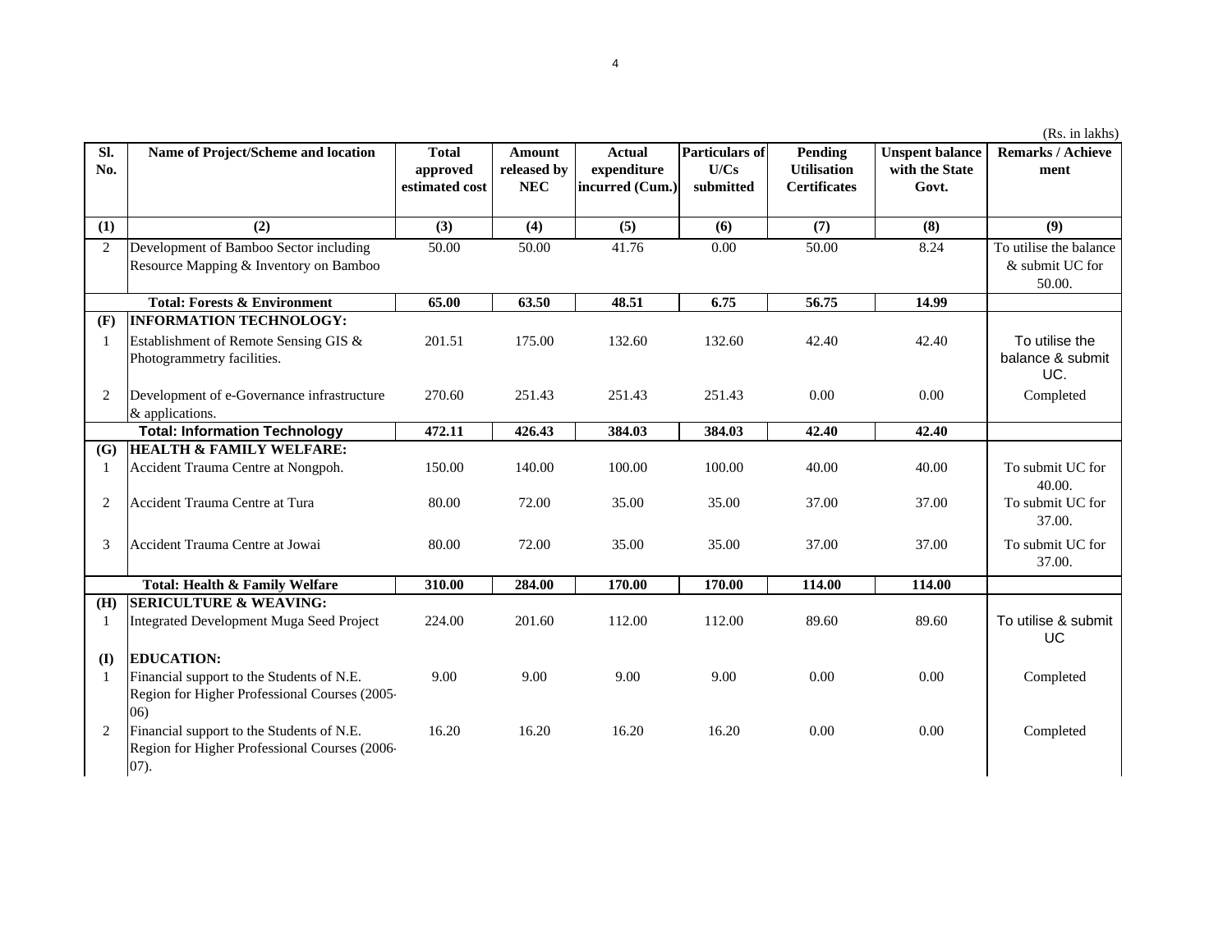(Rs. in lakhs)

| Sl. No. | Name of Project/Scheme and location | Total approved estimated cost | Amount released by NEC | Actual expenditure incurred (Cum.) | Particulars of U/Cs submitted | Pending Utilisation Certificates | Unspent balance with the State Govt. | Remarks / Achieve ment |
|---|---|---|---|---|---|---|---|---|
| (1) | (2) | (3) | (4) | (5) | (6) | (7) | (8) | (9) |
| 2 | Development of Bamboo Sector including Resource Mapping & Inventory on Bamboo | 50.00 | 50.00 | 41.76 | 0.00 | 50.00 | 8.24 | To utilise the balance & submit UC for 50.00. |
| | **Total: Forests & Environment** | **65.00** | **63.50** | **48.51** | **6.75** | **56.75** | **14.99** | |
| **(F)** | **INFORMATION TECHNOLOGY:** | | | | | | | |
| 1 | Establishment of Remote Sensing GIS & Photogrammetry facilities. | 201.51 | 175.00 | 132.60 | 132.60 | 42.40 | 42.40 | To utilise the balance & submit UC. |
| 2 | Development of e-Governance infrastructure & applications. | 270.60 | 251.43 | 251.43 | 251.43 | 0.00 | 0.00 | Completed |
| | **Total: Information Technology** | **472.11** | **426.43** | **384.03** | **384.03** | **42.40** | **42.40** | |
| **(G)** | **HEALTH & FAMILY WELFARE:** | | | | | | | |
| 1 | Accident Trauma Centre at Nongpoh. | 150.00 | 140.00 | 100.00 | 100.00 | 40.00 | 40.00 | To submit UC for 40.00. |
| 2 | Accident Trauma Centre at Tura | 80.00 | 72.00 | 35.00 | 35.00 | 37.00 | 37.00 | To submit UC for 37.00. |
| 3 | Accident Trauma Centre at Jowai | 80.00 | 72.00 | 35.00 | 35.00 | 37.00 | 37.00 | To submit UC for 37.00. |
| | **Total: Health & Family Welfare** | **310.00** | **284.00** | **170.00** | **170.00** | **114.00** | **114.00** | |
| **(H)** | **SERICULTURE & WEAVING:** | | | | | | | |
| 1 | Integrated Development Muga Seed Project | 224.00 | 201.60 | 112.00 | 112.00 | 89.60 | 89.60 | To utilise & submit UC |
| **(I)** | **EDUCATION:** | | | | | | | |
| 1 | Financial support to the Students of N.E. Region for Higher Professional Courses (2005-06) | 9.00 | 9.00 | 9.00 | 9.00 | 0.00 | 0.00 | Completed |
| 2 | Financial support to the Students of N.E. Region for Higher Professional Courses (2006-07). | 16.20 | 16.20 | 16.20 | 16.20 | 0.00 | 0.00 | Completed |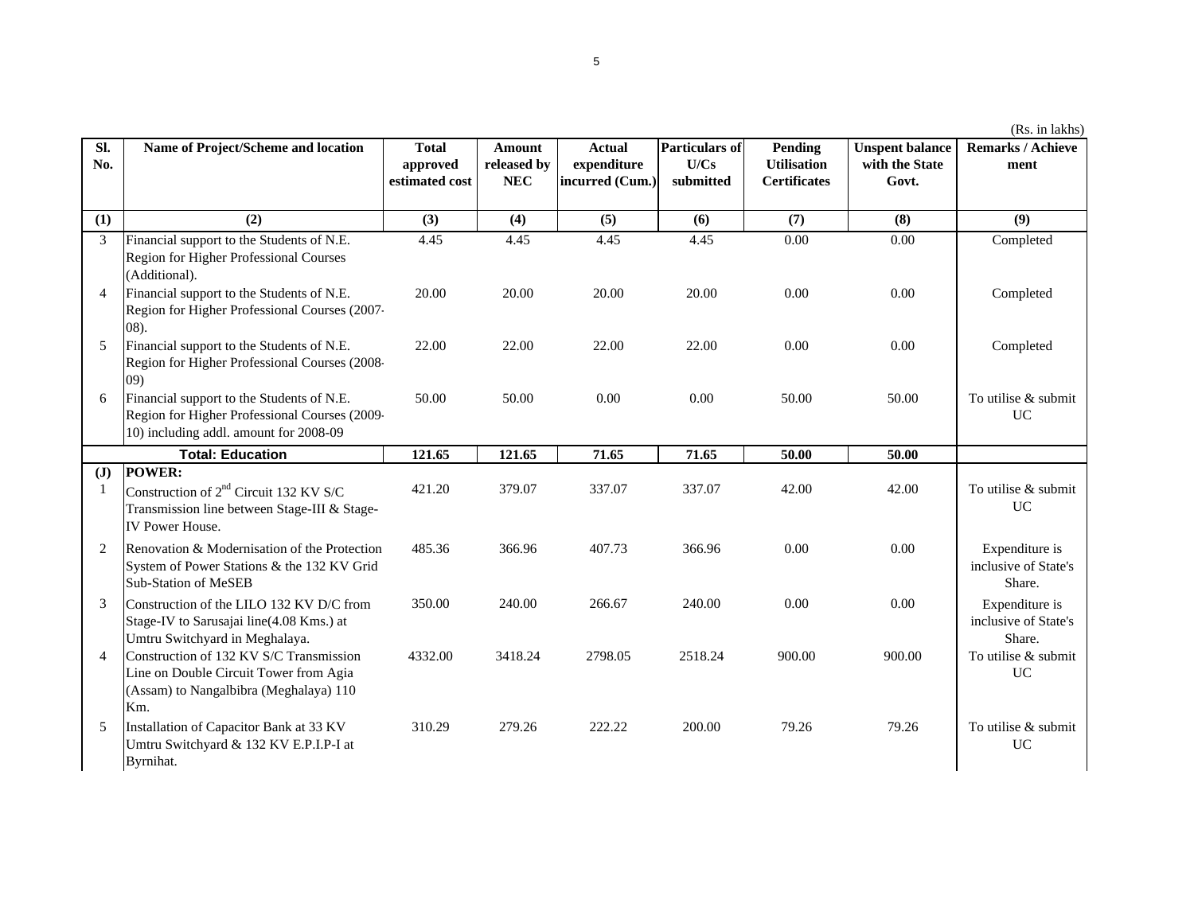(Rs. in lakhs)

| Sl. No. | Name of Project/Scheme and location | Total approved estimated cost | Amount released by NEC | Actual expenditure incurred (Cum.) | Particulars of U/Cs submitted | Pending Utilisation Certificates | Unspent balance with the State Govt. | Remarks / Achieve ment |
|---|---|---|---|---|---|---|---|---|
| (1) | (2) | (3) | (4) | (5) | (6) | (7) | (8) | (9) |
| 3 | Financial support to the Students of N.E. Region for Higher Professional Courses (Additional). | 4.45 | 4.45 | 4.45 | 4.45 | 0.00 | 0.00 | Completed |
| 4 | Financial support to the Students of N.E. Region for Higher Professional Courses (2007-08). | 20.00 | 20.00 | 20.00 | 20.00 | 0.00 | 0.00 | Completed |
| 5 | Financial support to the Students of N.E. Region for Higher Professional Courses (2008-09) | 22.00 | 22.00 | 22.00 | 22.00 | 0.00 | 0.00 | Completed |
| 6 | Financial support to the Students of N.E. Region for Higher Professional Courses (2009-10) including addl. amount for 2008-09 | 50.00 | 50.00 | 0.00 | 0.00 | 50.00 | 50.00 | To utilise & submit UC |
| | **Total: Education** | **121.65** | **121.65** | **71.65** | **71.65** | **50.00** | **50.00** | |
| **(J)** | **POWER:** | | | | | | | |
| 1 | Construction of 2nd Circuit 132 KV S/C Transmission line between Stage-III & Stage-IV Power House. | 421.20 | 379.07 | 337.07 | 337.07 | 42.00 | 42.00 | To utilise & submit UC |
| 2 | Renovation & Modernisation of the Protection System of Power Stations & the 132 KV Grid Sub-Station of MeSEB | 485.36 | 366.96 | 407.73 | 366.96 | 0.00 | 0.00 | Expenditure is inclusive of State's Share. |
| 3 | Construction of the LILO 132 KV D/C from Stage-IV to Sarusajai line(4.08 Kms.) at Umtru Switchyard in Meghalaya. | 350.00 | 240.00 | 266.67 | 240.00 | 0.00 | 0.00 | Expenditure is inclusive of State's Share. |
| 4 | Construction of 132 KV S/C Transmission Line on Double Circuit Tower from Agia (Assam) to Nangalbibra (Meghalaya) 110 Km. | 4332.00 | 3418.24 | 2798.05 | 2518.24 | 900.00 | 900.00 | To utilise & submit UC |
| 5 | Installation of Capacitor Bank at 33 KV Umtru Switchyard & 132 KV E.P.I.P-I at Byrnihat. | 310.29 | 279.26 | 222.22 | 200.00 | 79.26 | 79.26 | To utilise & submit UC |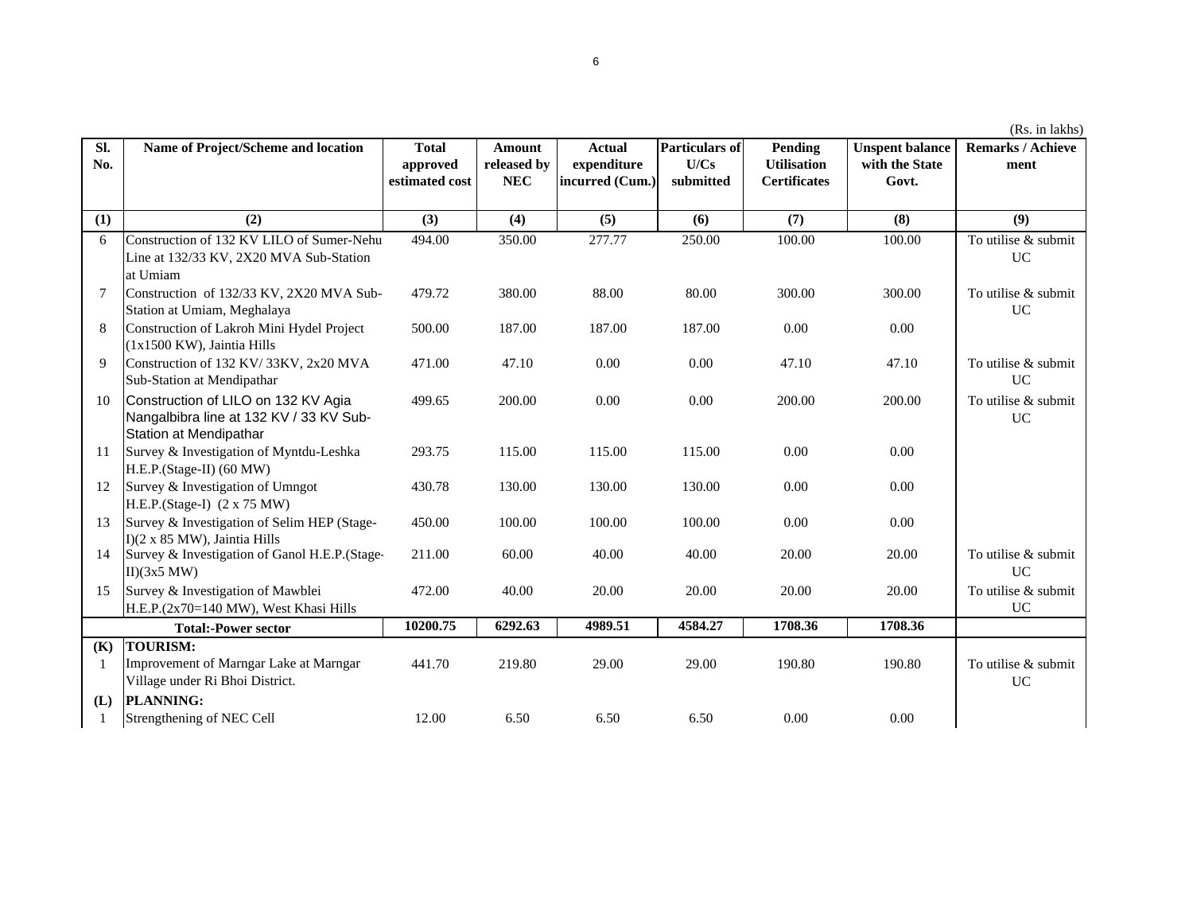(Rs. in lakhs)

| Sl. No. | Name of Project/Scheme and location | Total approved estimated cost | Amount released by NEC | Actual expenditure incurred (Cum.) | Particulars of U/Cs submitted | Pending Utilisation Certificates | Unspent balance with the State Govt. | Remarks / Achieve ment |
|---|---|---|---|---|---|---|---|---|
| (1) | (2) | (3) | (4) | (5) | (6) | (7) | (8) | (9) |
| 6 | Construction of 132 KV LILO of Sumer-Nehu Line at 132/33 KV, 2X20 MVA Sub-Station at Umiam | 494.00 | 350.00 | 277.77 | 250.00 | 100.00 | 100.00 | To utilise & submit UC |
| 7 | Construction of 132/33 KV, 2X20 MVA Sub-Station at Umiam, Meghalaya | 479.72 | 380.00 | 88.00 | 80.00 | 300.00 | 300.00 | To utilise & submit UC |
| 8 | Construction of Lakroh Mini Hydel Project (1x1500 KW), Jaintia Hills | 500.00 | 187.00 | 187.00 | 187.00 | 0.00 | 0.00 | |
| 9 | Construction of 132 KV/ 33KV, 2x20 MVA Sub-Station at Mendipathar | 471.00 | 47.10 | 0.00 | 0.00 | 47.10 | 47.10 | To utilise & submit UC |
| 10 | Construction of LILO on 132 KV Agia Nangalbibra line at 132 KV / 33 KV Sub-Station at Mendipathar | 499.65 | 200.00 | 0.00 | 0.00 | 200.00 | 200.00 | To utilise & submit UC |
| 11 | Survey & Investigation of Myntdu-Leshka H.E.P.(Stage-II) (60 MW) | 293.75 | 115.00 | 115.00 | 115.00 | 0.00 | 0.00 | |
| 12 | Survey & Investigation of Umngot H.E.P.(Stage-I) (2 x 75 MW) | 430.78 | 130.00 | 130.00 | 130.00 | 0.00 | 0.00 | |
| 13 | Survey & Investigation of Selim HEP (Stage-I)(2 x 85 MW), Jaintia Hills | 450.00 | 100.00 | 100.00 | 100.00 | 0.00 | 0.00 | |
| 14 | Survey & Investigation of Ganol H.E.P.(Stage-II)(3x5 MW) | 211.00 | 60.00 | 40.00 | 40.00 | 20.00 | 20.00 | To utilise & submit UC |
| 15 | Survey & Investigation of Mawblei H.E.P.(2x70=140 MW), West Khasi Hills | 472.00 | 40.00 | 20.00 | 20.00 | 20.00 | 20.00 | To utilise & submit UC |
| | **Total:-Power sector** | **10200.75** | **6292.63** | **4989.51** | **4584.27** | **1708.36** | **1708.36** | |
| **(K)** | **TOURISM:** | | | | | | | |
| 1 | Improvement of Marngar Lake at Marngar Village under Ri Bhoi District. | 441.70 | 219.80 | 29.00 | 29.00 | 190.80 | 190.80 | To utilise & submit UC |
| **(L)** | **PLANNING:** | | | | | | | |
| 1 | Strengthening of NEC Cell | 12.00 | 6.50 | 6.50 | 6.50 | 0.00 | 0.00 | |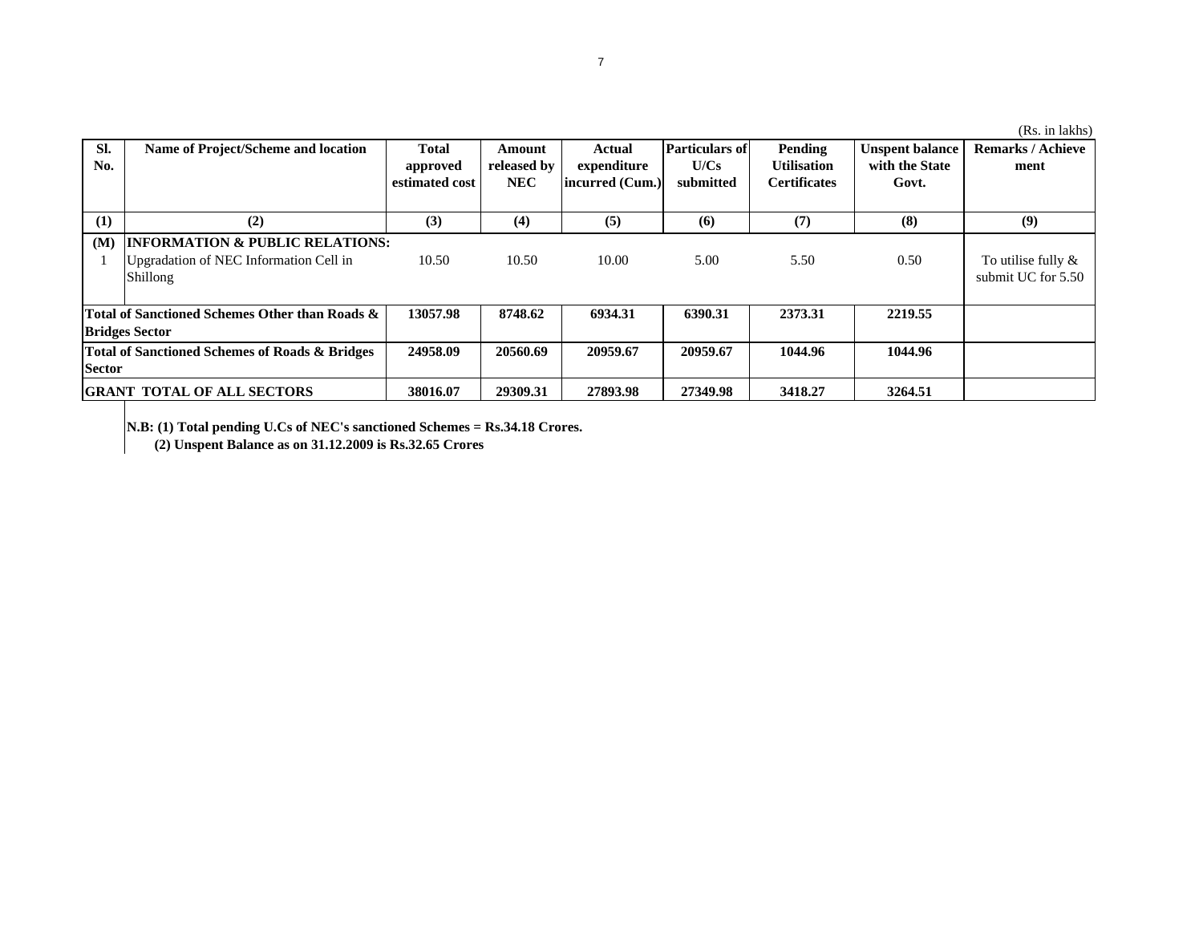(Rs. in lakhs)

| Sl. No. | Name of Project/Scheme and location | Total approved estimated cost | Amount released by NEC | Actual expenditure incurred (Cum.) | Particulars of U/Cs submitted | Pending Utilisation Certificates | Unspent balance with the State Govt. | Remarks / Achieve ment |
|---|---|---|---|---|---|---|---|---|
| (1) | (2) | (3) | (4) | (5) | (6) | (7) | (8) | (9) |
| **(M)** | **INFORMATION & PUBLIC RELATIONS:** | | | | | | | |
| 1 | Upgradation of NEC Information Cell in Shillong | 10.50 | 10.50 | 10.00 | 5.00 | 5.50 | 0.50 | To utilise fully & submit UC for 5.50 |
| **Total of Sanctioned Schemes Other than Roads & Bridges Sector** | | **13057.98** | **8748.62** | **6934.31** | **6390.31** | **2373.31** | **2219.55** | |
| **Total of Sanctioned Schemes of Roads & Bridges Sector** | | **24958.09** | **20560.69** | **20959.67** | **20959.67** | **1044.96** | **1044.96** | |
| **GRANT TOTAL OF ALL SECTORS** | | **38016.07** | **29309.31** | **27893.98** | **27349.98** | **3418.27** | **3264.51** | |

**N.B: (1) Total pending U.Cs of NEC's sanctioned Schemes = Rs.34.18 Crores.**

**(2) Unspent Balance as on 31.12.2009 is Rs.32.65 Crores**